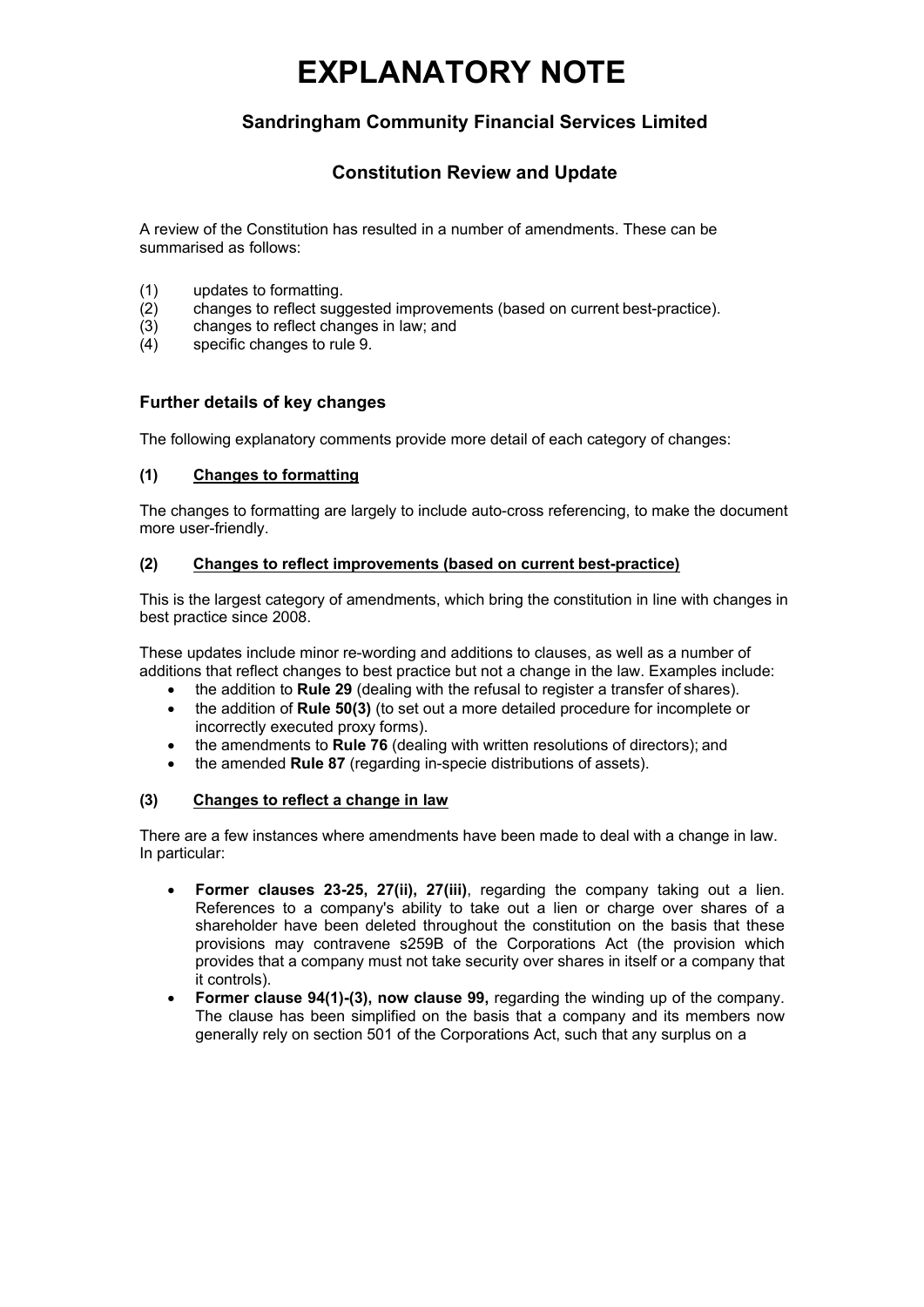# EXPLANATORY NOTE

## Sandringham Community Financial Services Limited

## Constitution Review and Update

A review of the Constitution has resulted in a number of amendments. These can be summarised as follows:

(1) updates to formatting.
(2) changes to reflect suggested improvements (based on current best-practice).
(3) changes to reflect changes in law; and
(4) specific changes to rule 9.

### Further details of key changes

The following explanatory comments provide more detail of each category of changes:

#### (1) Changes to formatting

The changes to formatting are largely to include auto-cross referencing, to make the document more user-friendly.

#### (2) Changes to reflect improvements (based on current best-practice)

This is the largest category of amendments, which bring the constitution in line with changes in best practice since 2008.

These updates include minor re-wording and additions to clauses, as well as a number of additions that reflect changes to best practice but not a change in the law. Examples include:

- the addition to **Rule 29** (dealing with the refusal to register a transfer of shares).
- the addition of **Rule 50(3)** (to set out a more detailed procedure for incomplete or incorrectly executed proxy forms).
- the amendments to **Rule 76** (dealing with written resolutions of directors); and
- the amended **Rule 87** (regarding in-specie distributions of assets).

#### (3) Changes to reflect a change in law

There are a few instances where amendments have been made to deal with a change in law. In particular:

- **Former clauses 23-25, 27(ii), 27(iii)**, regarding the company taking out a lien. References to a company's ability to take out a lien or charge over shares of a shareholder have been deleted throughout the constitution on the basis that these provisions may contravene s259B of the Corporations Act (the provision which provides that a company must not take security over shares in itself or a company that it controls).
- **Former clause 94(1)-(3), now clause 99,** regarding the winding up of the company. The clause has been simplified on the basis that a company and its members now generally rely on section 501 of the Corporations Act, such that any surplus on a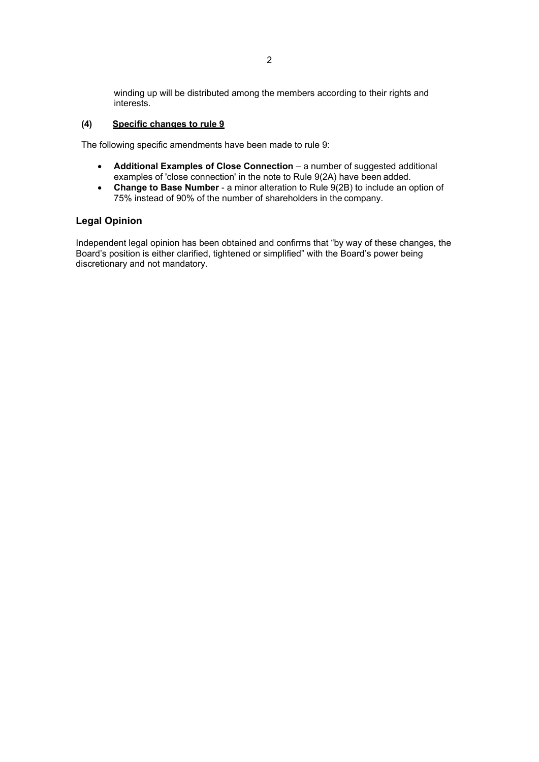winding up will be distributed among the members according to their rights and interests.

**(4) Specific changes to rule 9**

The following specific amendments have been made to rule 9:

- **Additional Examples of Close Connection** – a number of suggested additional examples of 'close connection' in the note to Rule 9(2A) have been added.
- **Change to Base Number** - a minor alteration to Rule 9(2B) to include an option of 75% instead of 90% of the number of shareholders in the company.

## Legal Opinion

Independent legal opinion has been obtained and confirms that "by way of these changes, the Board's position is either clarified, tightened or simplified" with the Board's power being discretionary and not mandatory.